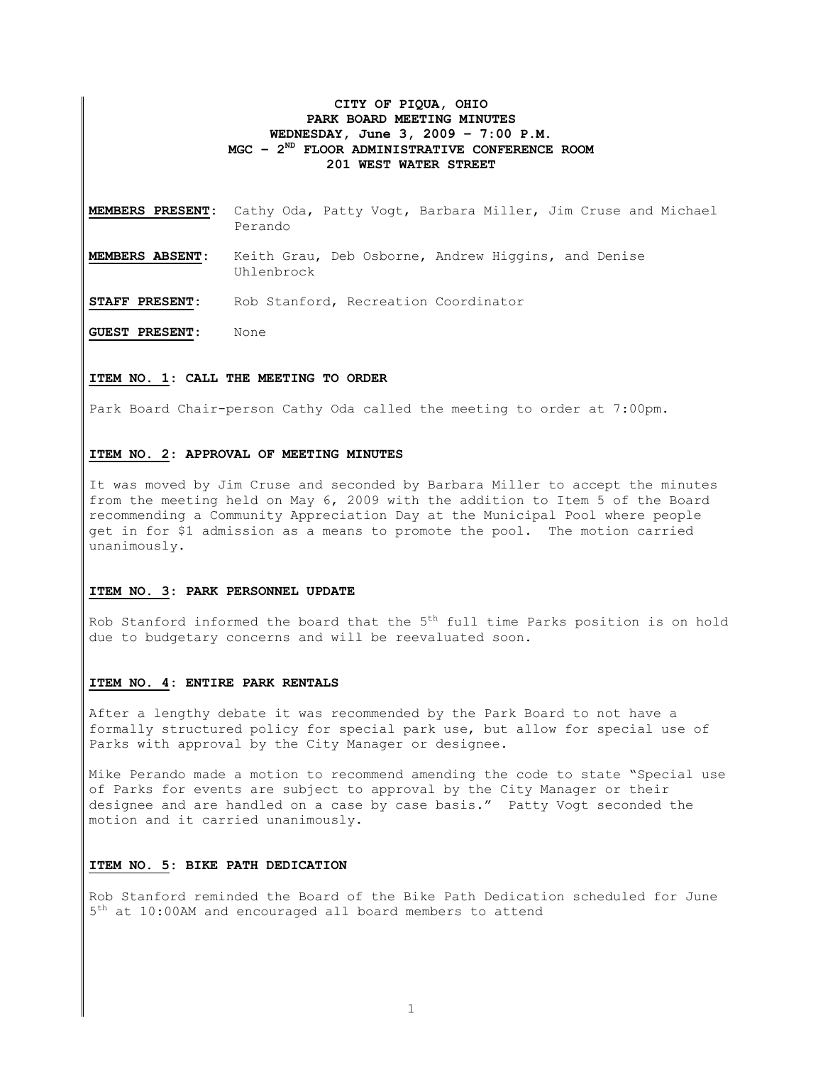**CITY OF PIQUA, OHIO**
**PARK BOARD MEETING MINUTES**
**WEDNESDAY, June 3, 2009 – 7:00 P.M.**
**MGC – 2ND FLOOR ADMINISTRATIVE CONFERENCE ROOM**
**201 WEST WATER STREET**

**MEMBERS PRESENT:** Cathy Oda, Patty Vogt, Barbara Miller, Jim Cruse and Michael Perando

**MEMBERS ABSENT:** Keith Grau, Deb Osborne, Andrew Higgins, and Denise Uhlenbrock

**STAFF PRESENT:** Rob Stanford, Recreation Coordinator

**GUEST PRESENT:** None

**ITEM NO. 1: CALL THE MEETING TO ORDER**

Park Board Chair-person Cathy Oda called the meeting to order at 7:00pm.

**ITEM NO. 2: APPROVAL OF MEETING MINUTES**

It was moved by Jim Cruse and seconded by Barbara Miller to accept the minutes from the meeting held on May 6, 2009 with the addition to Item 5 of the Board recommending a Community Appreciation Day at the Municipal Pool where people get in for $1 admission as a means to promote the pool. The motion carried unanimously.

**ITEM NO. 3: PARK PERSONNEL UPDATE**

Rob Stanford informed the board that the 5th full time Parks position is on hold due to budgetary concerns and will be reevaluated soon.

**ITEM NO. 4: ENTIRE PARK RENTALS**

After a lengthy debate it was recommended by the Park Board to not have a formally structured policy for special park use, but allow for special use of Parks with approval by the City Manager or designee.

Mike Perando made a motion to recommend amending the code to state "Special use of Parks for events are subject to approval by the City Manager or their designee and are handled on a case by case basis." Patty Vogt seconded the motion and it carried unanimously.

**ITEM NO. 5: BIKE PATH DEDICATION**

Rob Stanford reminded the Board of the Bike Path Dedication scheduled for June 5th at 10:00AM and encouraged all board members to attend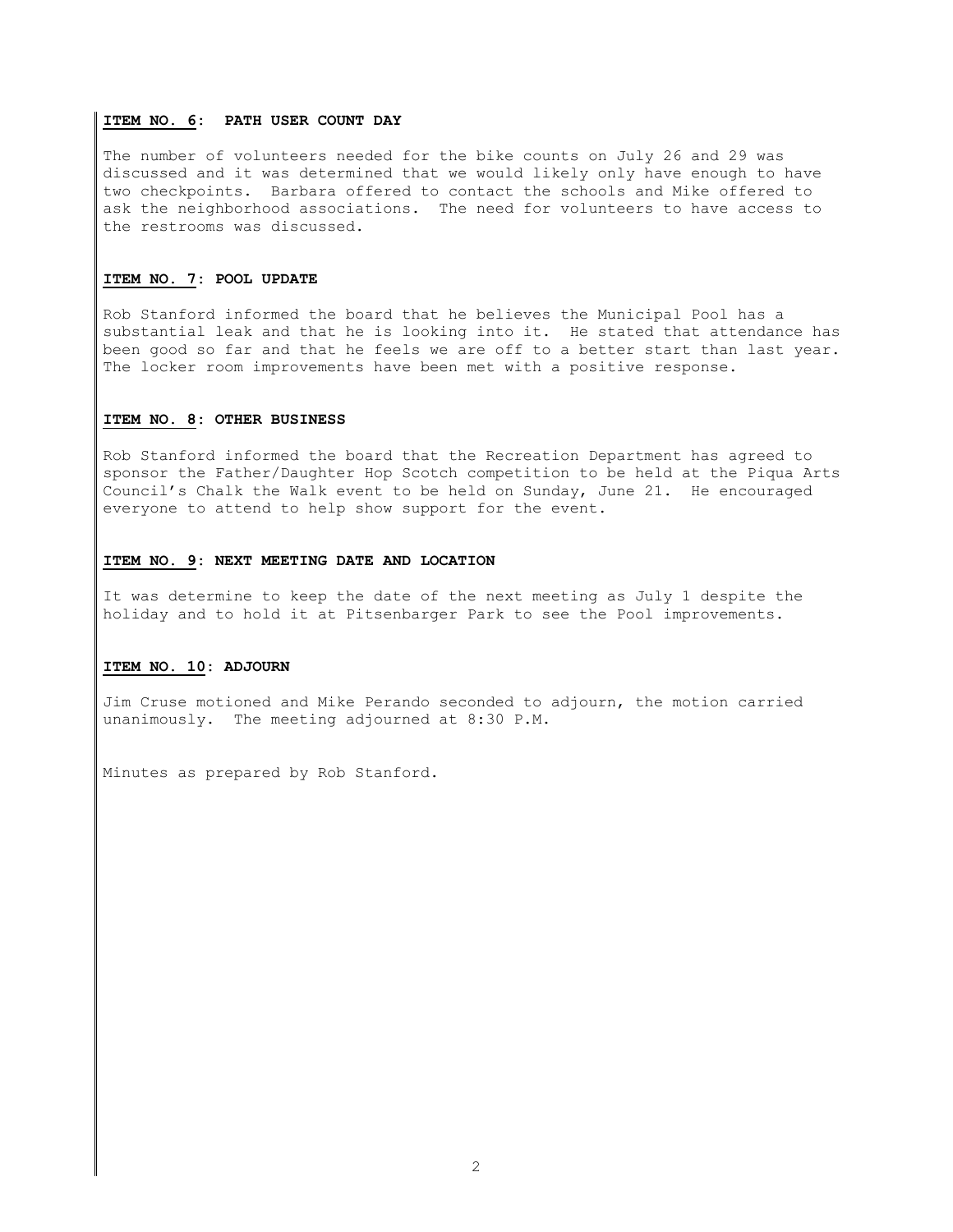**ITEM NO. 6: PATH USER COUNT DAY**

The number of volunteers needed for the bike counts on July 26 and 29 was discussed and it was determined that we would likely only have enough to have two checkpoints. Barbara offered to contact the schools and Mike offered to ask the neighborhood associations. The need for volunteers to have access to the restrooms was discussed.

**ITEM NO. 7: POOL UPDATE**

Rob Stanford informed the board that he believes the Municipal Pool has a substantial leak and that he is looking into it. He stated that attendance has been good so far and that he feels we are off to a better start than last year. The locker room improvements have been met with a positive response.

**ITEM NO. 8: OTHER BUSINESS**

Rob Stanford informed the board that the Recreation Department has agreed to sponsor the Father/Daughter Hop Scotch competition to be held at the Piqua Arts Council's Chalk the Walk event to be held on Sunday, June 21. He encouraged everyone to attend to help show support for the event.

**ITEM NO. 9: NEXT MEETING DATE AND LOCATION**

It was determine to keep the date of the next meeting as July 1 despite the holiday and to hold it at Pitsenbarger Park to see the Pool improvements.

**ITEM NO. 10: ADJOURN**

Jim Cruse motioned and Mike Perando seconded to adjourn, the motion carried unanimously. The meeting adjourned at 8:30 P.M.

Minutes as prepared by Rob Stanford.